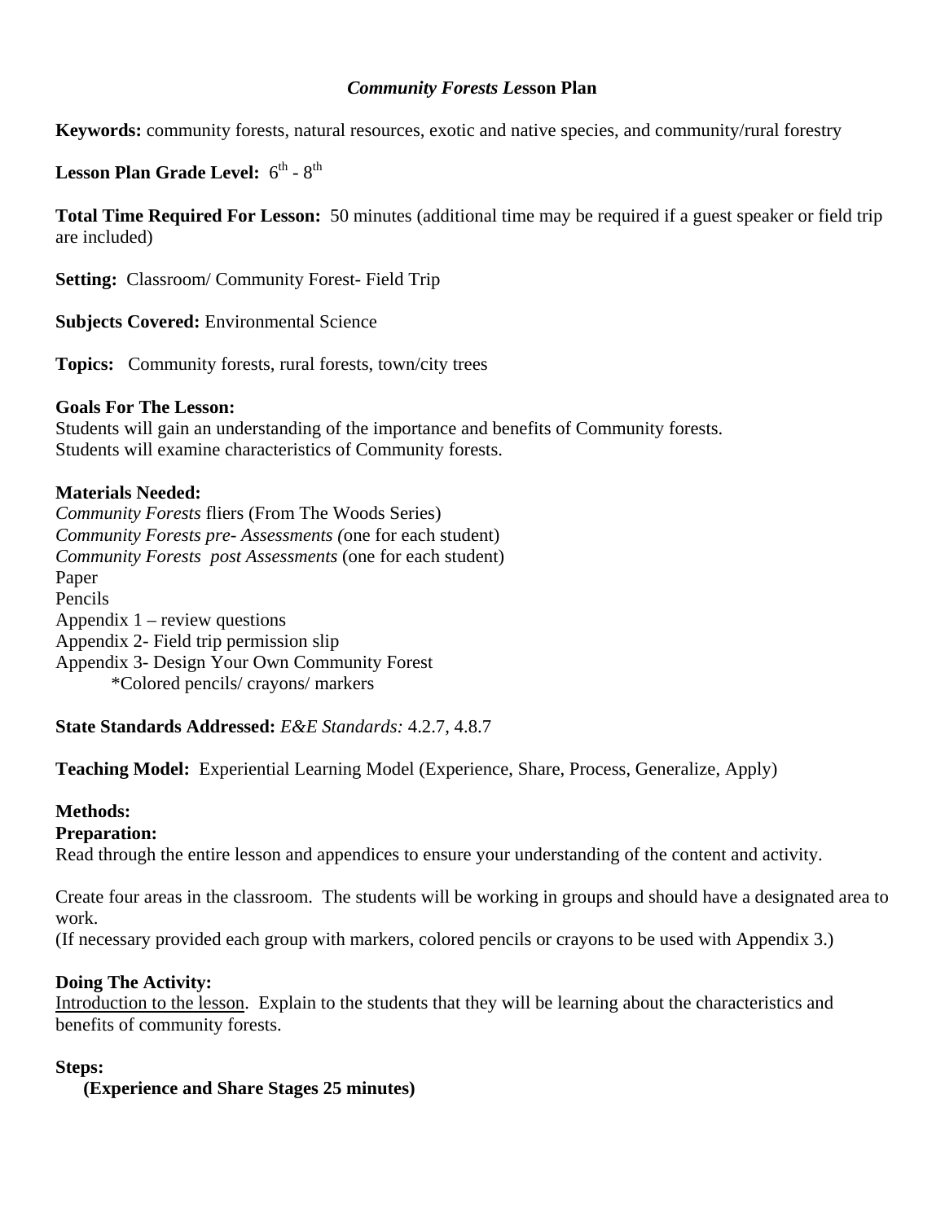# *Community Forests Le*sson Plan

**Keywords:** community forests, natural resources, exotic and native species, and community/rural forestry

**Lesson Plan Grade Level:** $6^{th}$ - $8^{th}$

**Total Time Required For Lesson:** 50 minutes (additional time may be required if a guest speaker or field trip are included)

**Setting:** Classroom/ Community Forest- Field Trip

**Subjects Covered:** Environmental Science

**Topics:** Community forests, rural forests, town/city trees

**Goals For The Lesson:**
Students will gain an understanding of the importance and benefits of Community forests.
Students will examine characteristics of Community forests.

**Materials Needed:**
*Community Forests* fliers (From The Woods Series)
*Community Forests pre- Assessments (*one for each student)
*Community Forests post Assessments* (one for each student)
Paper
Pencils
Appendix 1 – review questions
Appendix 2- Field trip permission slip
Appendix 3- Design Your Own Community Forest
 *Colored pencils/ crayons/ markers

**State Standards Addressed:** *E&E Standards:* 4.2.7, 4.8.7

**Teaching Model:** Experiential Learning Model (Experience, Share, Process, Generalize, Apply)

**Methods:**

**Preparation:**
Read through the entire lesson and appendices to ensure your understanding of the content and activity.

Create four areas in the classroom. The students will be working in groups and should have a designated area to work.
(If necessary provided each group with markers, colored pencils or crayons to be used with Appendix 3.)

**Doing The Activity:**
Introduction to the lesson. Explain to the students that they will be learning about the characteristics and benefits of community forests.

**Steps:**

**(Experience and Share Stages 25 minutes)**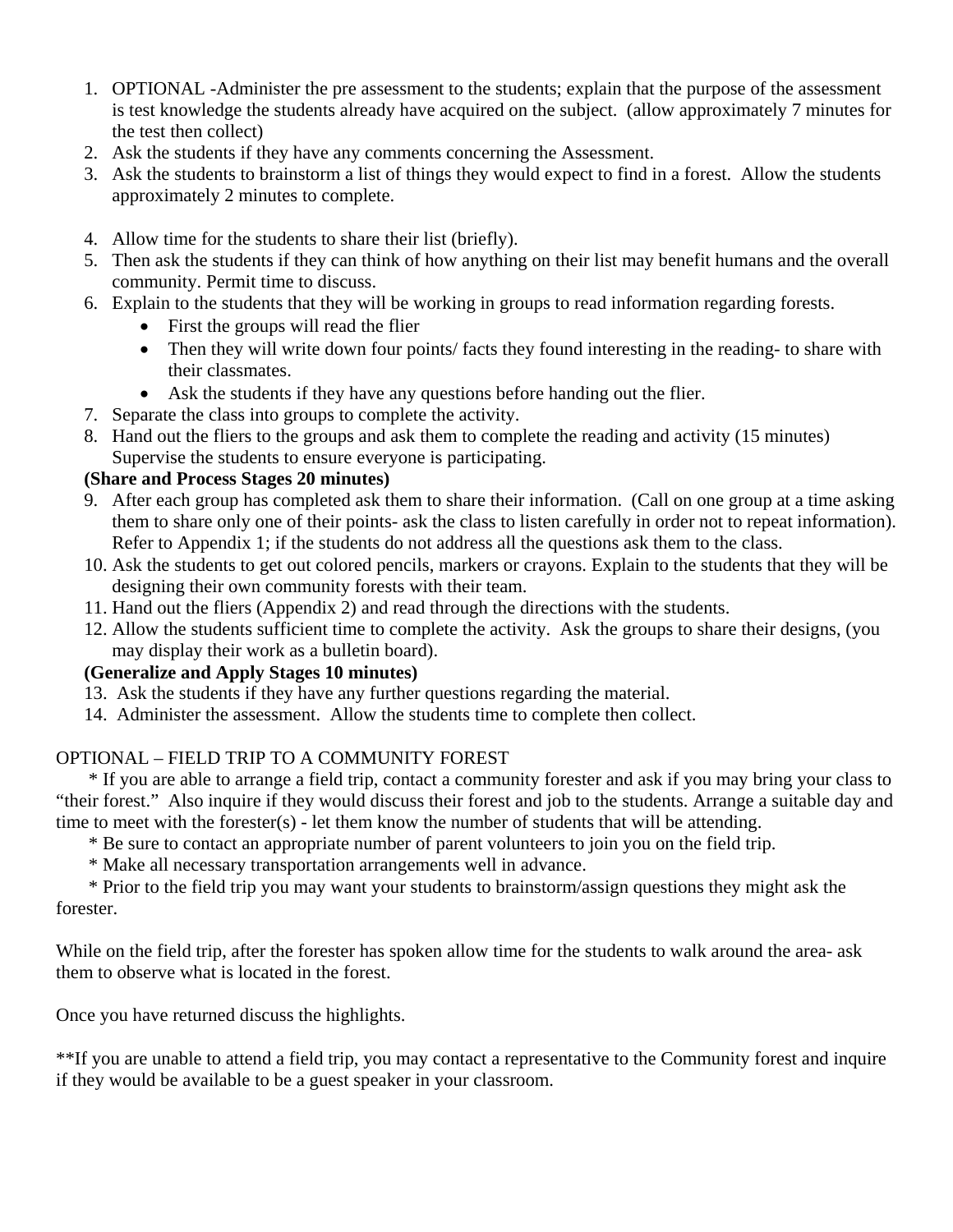1. OPTIONAL -Administer the pre assessment to the students; explain that the purpose of the assessment is test knowledge the students already have acquired on the subject. (allow approximately 7 minutes for the test then collect)
2. Ask the students if they have any comments concerning the Assessment.
3. Ask the students to brainstorm a list of things they would expect to find in a forest. Allow the students approximately 2 minutes to complete.
4. Allow time for the students to share their list (briefly).
5. Then ask the students if they can think of how anything on their list may benefit humans and the overall community. Permit time to discuss.
6. Explain to the students that they will be working in groups to read information regarding forests.
   - First the groups will read the flier
   - Then they will write down four points/ facts they found interesting in the reading- to share with their classmates.
   - Ask the students if they have any questions before handing out the flier.
7. Separate the class into groups to complete the activity.
8. Hand out the fliers to the groups and ask them to complete the reading and activity (15 minutes) Supervise the students to ensure everyone is participating.

**(Share and Process Stages 20 minutes)**

9. After each group has completed ask them to share their information. (Call on one group at a time asking them to share only one of their points- ask the class to listen carefully in order not to repeat information). Refer to Appendix 1; if the students do not address all the questions ask them to the class.
10. Ask the students to get out colored pencils, markers or crayons. Explain to the students that they will be designing their own community forests with their team.
11. Hand out the fliers (Appendix 2) and read through the directions with the students.
12. Allow the students sufficient time to complete the activity. Ask the groups to share their designs, (you may display their work as a bulletin board).

**(Generalize and Apply Stages 10 minutes)**

13. Ask the students if they have any further questions regarding the material.
14. Administer the assessment. Allow the students time to complete then collect.

OPTIONAL – FIELD TRIP TO A COMMUNITY FOREST

* If you are able to arrange a field trip, contact a community forester and ask if you may bring your class to "their forest." Also inquire if they would discuss their forest and job to the students. Arrange a suitable day and time to meet with the forester(s) - let them know the number of students that will be attending.
* Be sure to contact an appropriate number of parent volunteers to join you on the field trip.
* Make all necessary transportation arrangements well in advance.
* Prior to the field trip you may want your students to brainstorm/assign questions they might ask the forester.

While on the field trip, after the forester has spoken allow time for the students to walk around the area- ask them to observe what is located in the forest.

Once you have returned discuss the highlights.

**If you are unable to attend a field trip, you may contact a representative to the Community forest and inquire if they would be available to be a guest speaker in your classroom.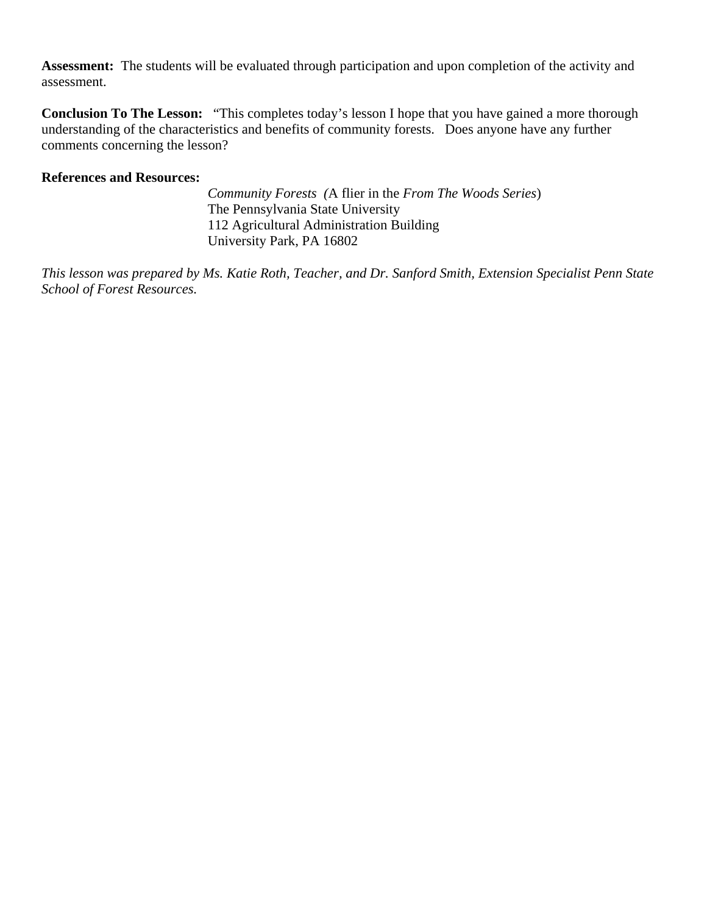**Assessment:** The students will be evaluated through participation and upon completion of the activity and assessment.

**Conclusion To The Lesson:** "This completes today's lesson I hope that you have gained a more thorough understanding of the characteristics and benefits of community forests. Does anyone have any further comments concerning the lesson?

**References and Resources:**

*Community Forests* (A flier in the *From The Woods Series*)
The Pennsylvania State University
112 Agricultural Administration Building
University Park, PA 16802

*This lesson was prepared by Ms. Katie Roth, Teacher, and Dr. Sanford Smith, Extension Specialist Penn State School of Forest Resources.*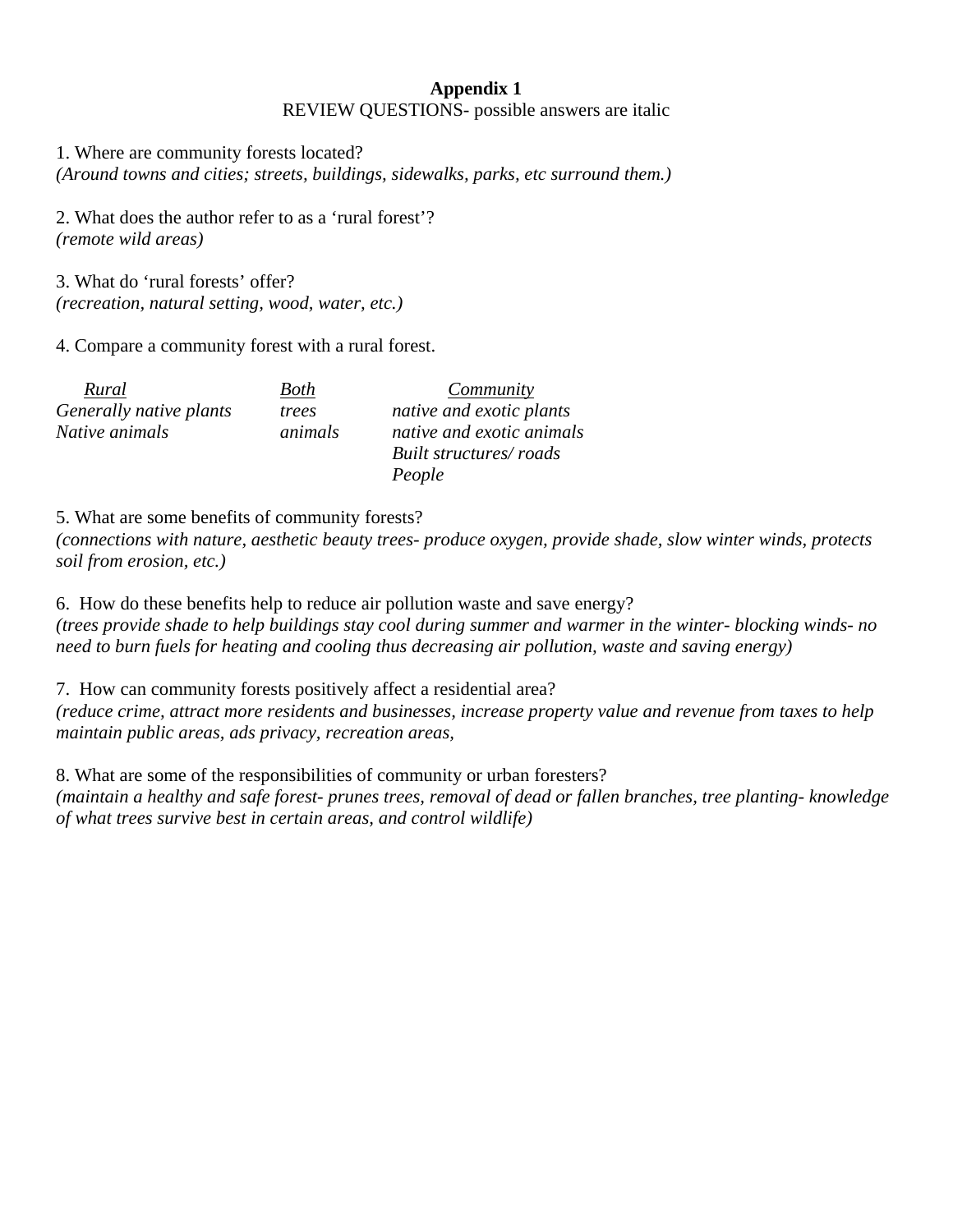**Appendix 1**

REVIEW QUESTIONS- possible answers are italic

1. Where are community forests located?
*(Around towns and cities; streets, buildings, sidewalks, parks, etc surround them.)*

2. What does the author refer to as a ‘rural forest’?
*(remote wild areas)*

3. What do ‘rural forests’ offer?
*(recreation, natural setting, wood, water, etc.)*

4. Compare a community forest with a rural forest.

| *Rural* | *Both* | *Community* |
|---|---|---|
| *Generally native plants* | *trees* | *native and exotic plants* |
| *Native animals* | *animals* | *native and exotic animals* |
| | | *Built structures/ roads* |
| | | *People* |

5. What are some benefits of community forests?
*(connections with nature, aesthetic beauty trees- produce oxygen, provide shade, slow winter winds, protects soil from erosion, etc.)*

6. How do these benefits help to reduce air pollution waste and save energy?
*(trees provide shade to help buildings stay cool during summer and warmer in the winter- blocking winds- no need to burn fuels for heating and cooling thus decreasing air pollution, waste and saving energy)*

7. How can community forests positively affect a residential area?
*(reduce crime, attract more residents and businesses, increase property value and revenue from taxes to help maintain public areas, ads privacy, recreation areas,*

8. What are some of the responsibilities of community or urban foresters?
*(maintain a healthy and safe forest- prunes trees, removal of dead or fallen branches, tree planting- knowledge of what trees survive best in certain areas, and control wildlife)*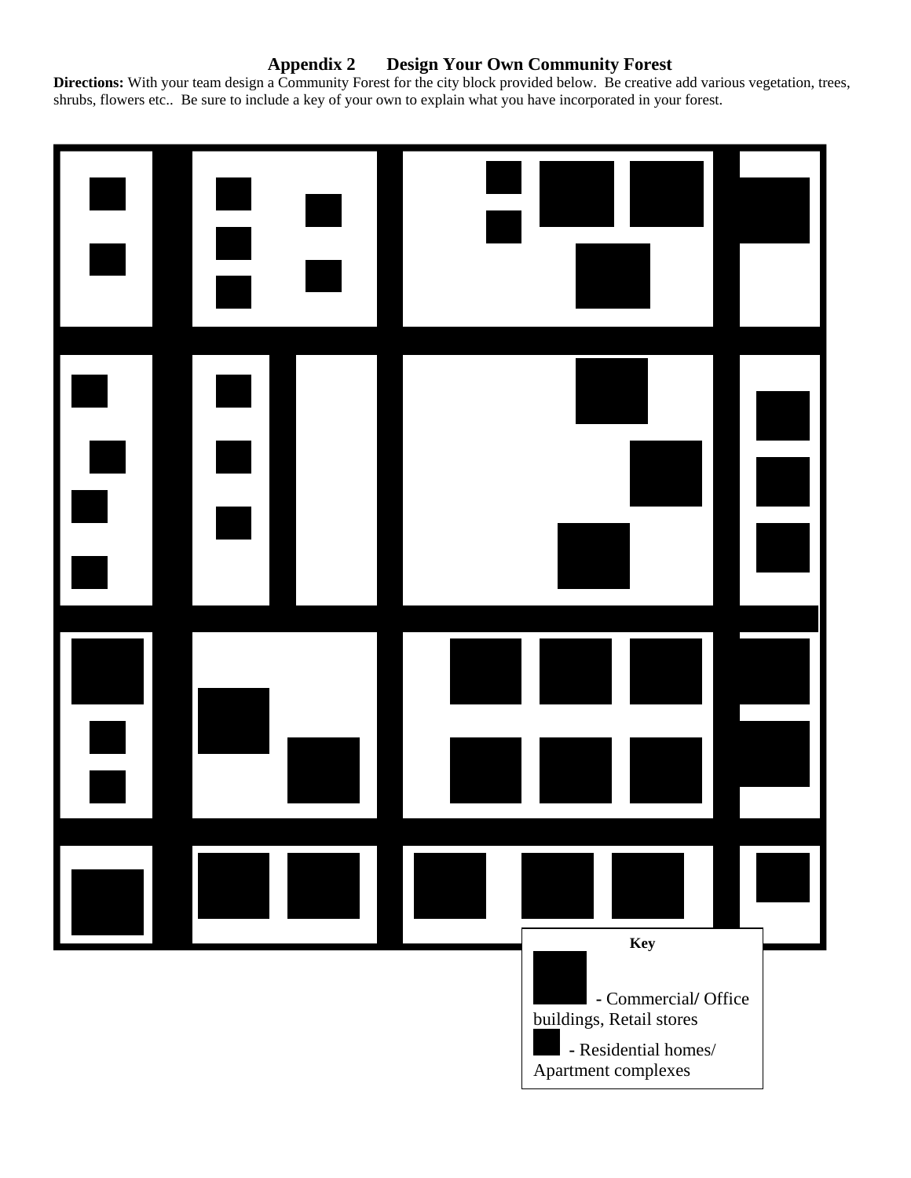# Appendix 2 Design Your Own Community Forest

**Directions:** With your team design a Community Forest for the city block provided below. Be creative add various vegetation, trees, shrubs, flowers etc.. Be sure to include a key of your own to explain what you have incorporated in your forest.

**Key**

- Commercial/ Office buildings, Retail stores

- Residential homes/ Apartment complexes